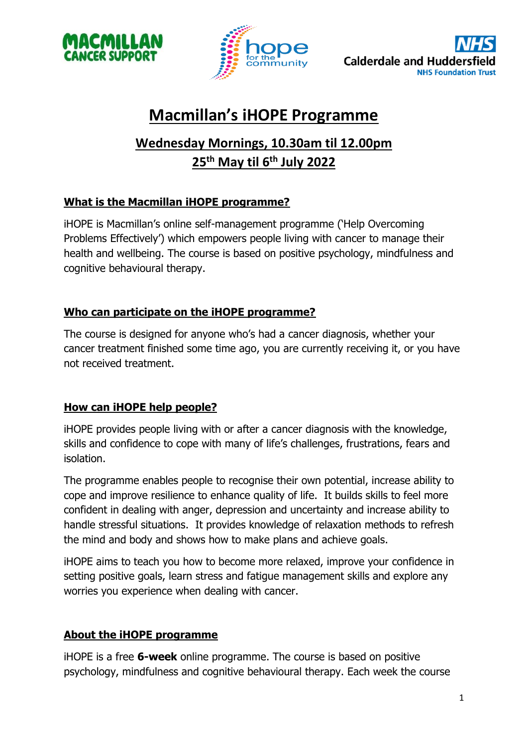Macmillan Cancer Support | hope for the community | NHS Calderdale and Huddersfield NHS Foundation Trust

# Macmillan's iHOPE Programme

## Wednesday Mornings, 10.30am til 12.00pm

## 25th May til 6th July 2022

### What is the Macmillan iHOPE programme?

iHOPE is Macmillan's online self-management programme ('Help Overcoming Problems Effectively') which empowers people living with cancer to manage their health and wellbeing. The course is based on positive psychology, mindfulness and cognitive behavioural therapy.

### Who can participate on the iHOPE programme?

The course is designed for anyone who's had a cancer diagnosis, whether your cancer treatment finished some time ago, you are currently receiving it, or you have not received treatment.

### How can iHOPE help people?

iHOPE provides people living with or after a cancer diagnosis with the knowledge, skills and confidence to cope with many of life's challenges, frustrations, fears and isolation.

The programme enables people to recognise their own potential, increase ability to cope and improve resilience to enhance quality of life. It builds skills to feel more confident in dealing with anger, depression and uncertainty and increase ability to handle stressful situations. It provides knowledge of relaxation methods to refresh the mind and body and shows how to make plans and achieve goals.

iHOPE aims to teach you how to become more relaxed, improve your confidence in setting positive goals, learn stress and fatigue management skills and explore any worries you experience when dealing with cancer.

### About the iHOPE programme

iHOPE is a free **6-week** online programme. The course is based on positive psychology, mindfulness and cognitive behavioural therapy. Each week the course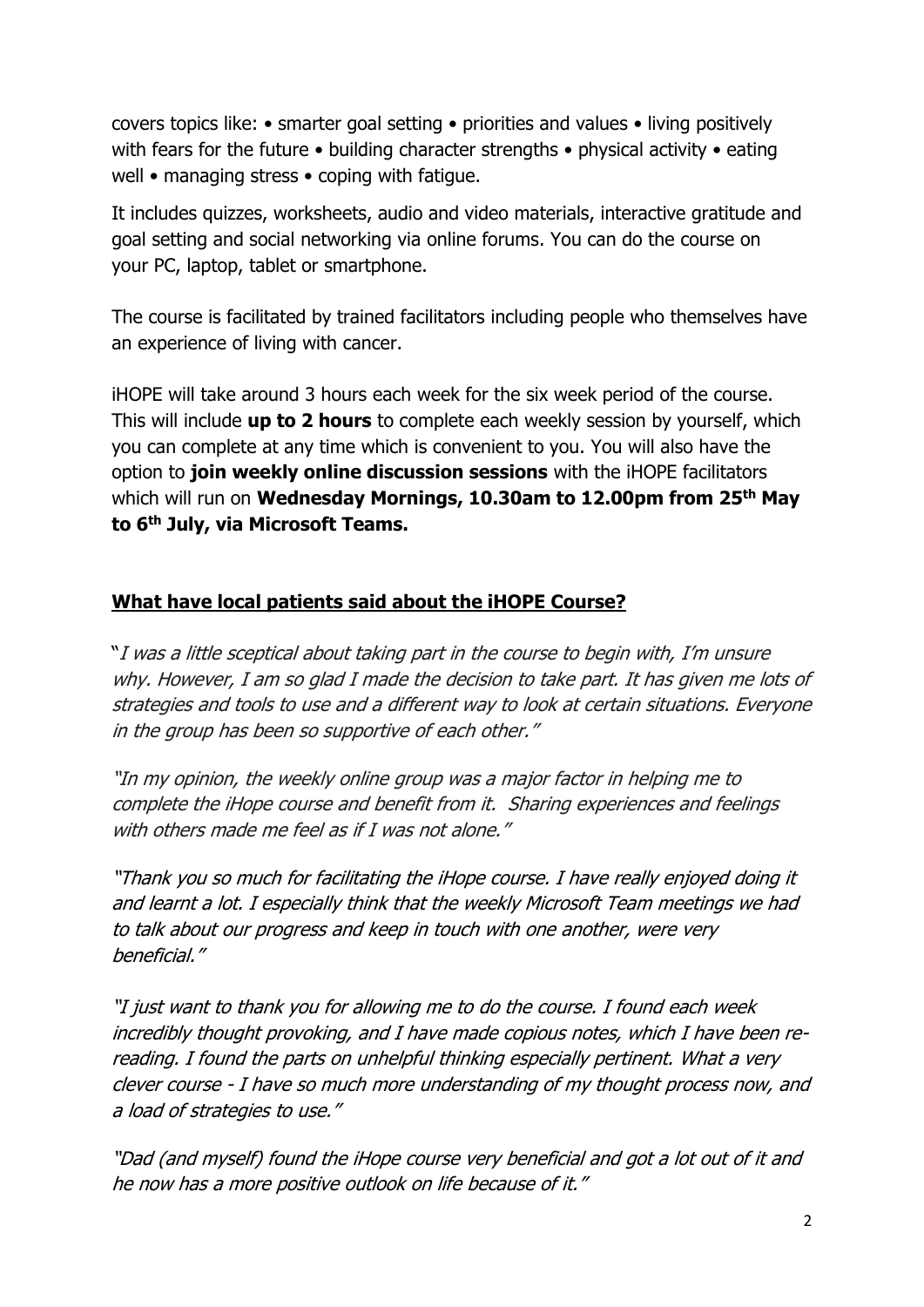covers topics like: • smarter goal setting • priorities and values • living positively with fears for the future • building character strengths • physical activity • eating well • managing stress • coping with fatigue.

It includes quizzes, worksheets, audio and video materials, interactive gratitude and goal setting and social networking via online forums. You can do the course on your PC, laptop, tablet or smartphone.

The course is facilitated by trained facilitators including people who themselves have an experience of living with cancer.

iHOPE will take around 3 hours each week for the six week period of the course. This will include **up to 2 hours** to complete each weekly session by yourself, which you can complete at any time which is convenient to you. You will also have the option to **join weekly online discussion sessions** with the iHOPE facilitators which will run on **Wednesday Mornings, 10.30am to 12.00pm from 25th May to 6th July, via Microsoft Teams.**

## What have local patients said about the iHOPE Course?

"*I was a little sceptical about taking part in the course to begin with, I'm unsure why. However, I am so glad I made the decision to take part. It has given me lots of strategies and tools to use and a different way to look at certain situations. Everyone in the group has been so supportive of each other."*

*"In my opinion, the weekly online group was a major factor in helping me to complete the iHope course and benefit from it. Sharing experiences and feelings with others made me feel as if I was not alone."*

*"Thank you so much for facilitating the iHope course. I have really enjoyed doing it and learnt a lot. I especially think that the weekly Microsoft Team meetings we had to talk about our progress and keep in touch with one another, were very beneficial."*

*"I just want to thank you for allowing me to do the course. I found each week incredibly thought provoking, and I have made copious notes, which I have been re-reading. I found the parts on unhelpful thinking especially pertinent. What a very clever course - I have so much more understanding of my thought process now, and a load of strategies to use."*

*"Dad (and myself) found the iHope course very beneficial and got a lot out of it and he now has a more positive outlook on life because of it."*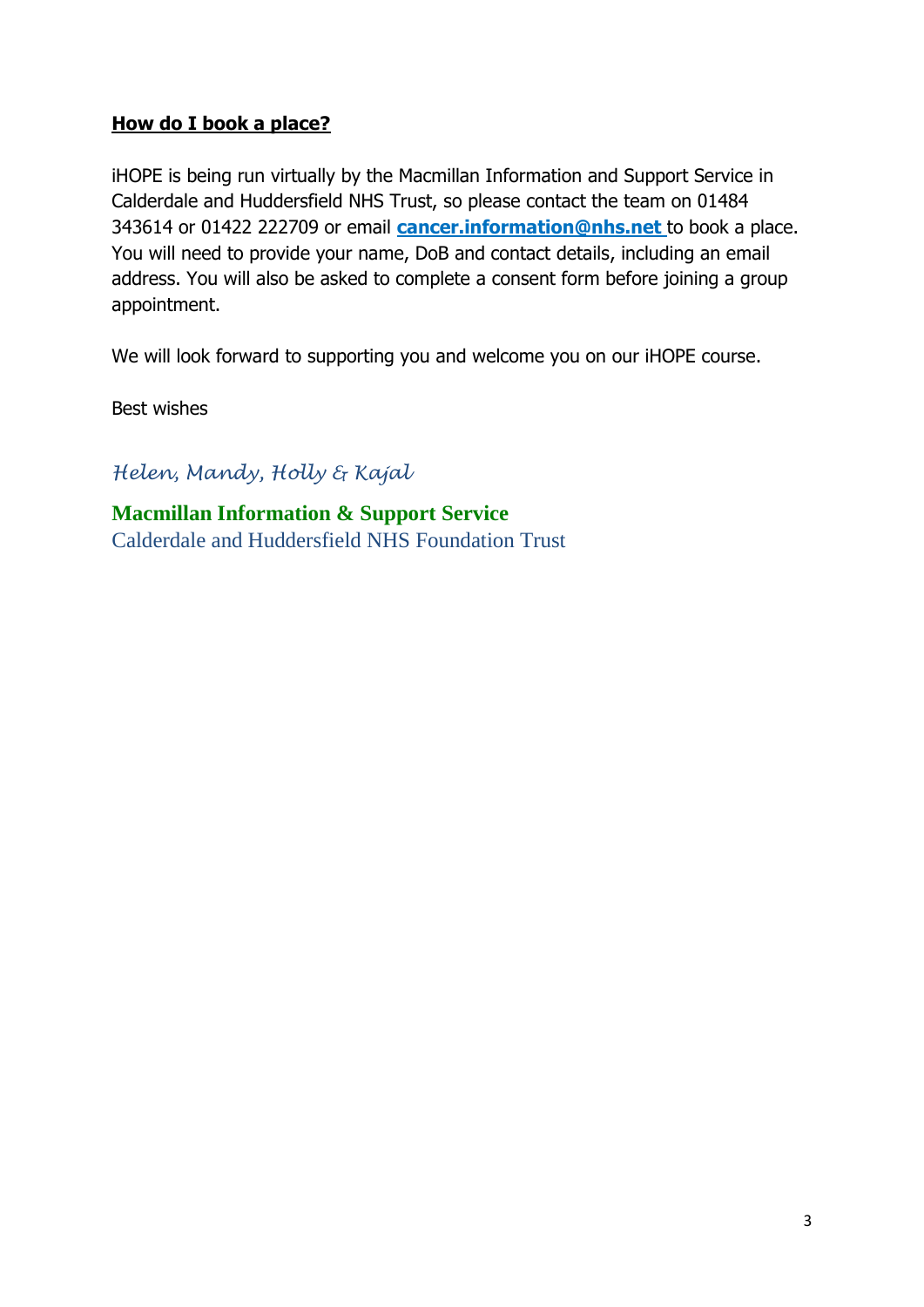**How do I book a place?**

iHOPE is being run virtually by the Macmillan Information and Support Service in Calderdale and Huddersfield NHS Trust, so please contact the team on 01484 343614 or 01422 222709 or email **cancer.information@nhs.net** to book a place. You will need to provide your name, DoB and contact details, including an email address. You will also be asked to complete a consent form before joining a group appointment.

We will look forward to supporting you and welcome you on our iHOPE course.

Best wishes

*Helen, Mandy, Holly & Kajal*

**Macmillan Information & Support Service**
Calderdale and Huddersfield NHS Foundation Trust